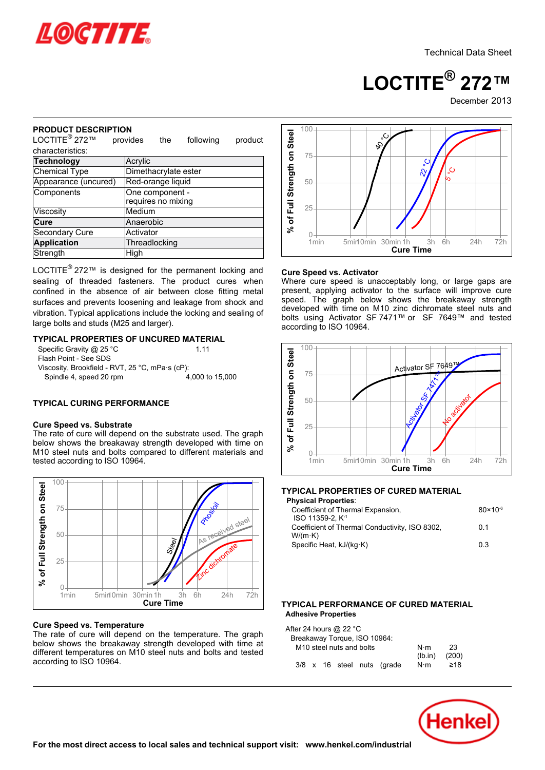Technical Data Sheet

# LOCTITE® 272™

December 2013

## PRODUCT DESCRIPTION

LOCTITE® 272™ provides the following product characteristics:

| | |
|---|---|
| **Technology** | Acrylic |
| Chemical Type | Dimethacrylate ester |
| Appearance (uncured) | Red-orange liquid |
| Components | One component - requires no mixing |
| Viscosity | Medium |
| **Cure** | Anaerobic |
| Secondary Cure | Activator |
| **Application** | Threadlocking |
| Strength | High |

LOCTITE® 272™ is designed for the permanent locking and sealing of threaded fasteners. The product cures when confined in the absence of air between close fitting metal surfaces and prevents loosening and leakage from shock and vibration. Typical applications include the locking and sealing of large bolts and studs (M25 and larger).

## TYPICAL PROPERTIES OF UNCURED MATERIAL

Specific Gravity @ 25 °C 1.11
Flash Point - See SDS
Viscosity, Brookfield - RVT, 25 °C, mPa·s (cP):
Spindle 4, speed 20 rpm 4,000 to 15,000

## TYPICAL CURING PERFORMANCE

### Cure Speed vs. Substrate

The rate of cure will depend on the substrate used. The graph below shows the breakaway strength developed with time on M10 steel nuts and bolts compared to different materials and tested according to ISO 10964.

% of Full Strength on Steel
100
75
50
25
0
1min 5min 10min 30min 1h 3h 6h 24h 72h
Cure Time
Steel
Phosoil
As received steel
Zinc dichromate

### Cure Speed vs. Temperature

The rate of cure will depend on the temperature. The graph below shows the breakaway strength developed with time at different temperatures on M10 steel nuts and bolts and tested according to ISO 10964.

% of Full Strength on Steel
100
75
50
25
0
1min 5min 10min 30min 1h 3h 6h 24h 72h
Cure Time
40 °C
22 °C
5 °C

### Cure Speed vs. Activator

Where cure speed is unacceptably long, or large gaps are present, applying activator to the surface will improve cure speed. The graph below shows the breakaway strength developed with time on M10 zinc dichromate steel nuts and bolts using Activator SF 7471™ or SF 7649™ and tested according to ISO 10964.

% of Full Strength on Steel
100
75
50
25
0
1min 5min 10min 30min 1h 3h 6h 24h 72h
Cure Time
Activator SF 7649™
Activator SF 7471™
No activator

## TYPICAL PROPERTIES OF CURED MATERIAL

**Physical Properties**:

Coefficient of Thermal Expansion, ISO 11359-2, K⁻¹ $80\times10^{-6}$
Coefficient of Thermal Conductivity, ISO 8302, W/(m·K) 0.1
Specific Heat, kJ/(kg·K) 0.3

## TYPICAL PERFORMANCE OF CURED MATERIAL

**Adhesive Properties**

After 24 hours @ 22 °C
Breakaway Torque, ISO 10964:
M10 steel nuts and bolts N·m 23
(lb.in) (200)
3/8 x 16 steel nuts (grade N·m ≥18

For the most direct access to local sales and technical support visit: www.henkel.com/industrial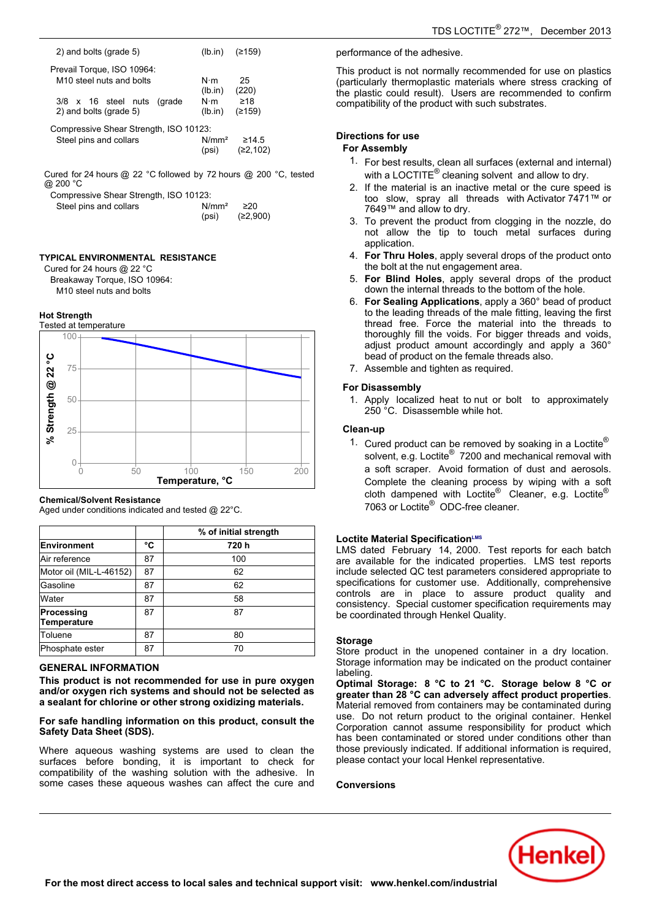2) and bolts (grade 5) (lb.in) (≥159)

Prevail Torque, ISO 10964:

| | | |
|---|---|---|
| M10 steel nuts and bolts | N·m<br>(lb.in) | 25<br>(220) |
| 3/8 x 16 steel nuts (grade 2) and bolts (grade 5) | N·m<br>(lb.in) | ≥18<br>(≥159) |

Compressive Shear Strength, ISO 10123:

| | | |
|---|---|---|
| Steel pins and collars | N/mm²<br>(psi) | ≥14.5<br>(≥2,102) |

Cured for 24 hours @ 22 °C followed by 72 hours @ 200 °C, tested @ 200 °C

Compressive Shear Strength, ISO 10123:

| | | |
|---|---|---|
| Steel pins and collars | N/mm²<br>(psi) | ≥20<br>(≥2,900) |

## TYPICAL ENVIRONMENTAL RESISTANCE

Cured for 24 hours @ 22 °C

Breakaway Torque, ISO 10964:

M10 steel nuts and bolts

### Hot Strength

Tested at temperature

% Strength @ 22 °C
100
75
50
25
0
0 50 100 150 200
Temperature, °C

### Chemical/Solvent Resistance

Aged under conditions indicated and tested @ 22°C.

| | | % of initial strength |
|---|---|---|
| **Environment** | **°C** | **720 h** |
| Air reference | 87 | 100 |
| Motor oil (MIL-L-46152) | 87 | 62 |
| Gasoline | 87 | 62 |
| Water | 87 | 58 |
| **Processing Temperature** | 87 | 87 |
| Toluene | 87 | 80 |
| Phosphate ester | 87 | 70 |

## GENERAL INFORMATION

**This product is not recommended for use in pure oxygen and/or oxygen rich systems and should not be selected as a sealant for chlorine or other strong oxidizing materials.**

**For safe handling information on this product, consult the Safety Data Sheet (SDS).**

Where aqueous washing systems are used to clean the surfaces before bonding, it is important to check for compatibility of the washing solution with the adhesive. In some cases these aqueous washes can affect the cure and performance of the adhesive.

This product is not normally recommended for use on plastics (particularly thermoplastic materials where stress cracking of the plastic could result). Users are recommended to confirm compatibility of the product with such substrates.

## Directions for use

### For Assembly

1. For best results, clean all surfaces (external and internal) with a LOCTITE® cleaning solvent and allow to dry.
2. If the material is an inactive metal or the cure speed is too slow, spray all threads with Activator 7471™ or 7649™ and allow to dry.
3. To prevent the product from clogging in the nozzle, do not allow the tip to touch metal surfaces during application.
4. **For Thru Holes**, apply several drops of the product onto the bolt at the nut engagement area.
5. **For Blind Holes**, apply several drops of the product down the internal threads to the bottom of the hole.
6. **For Sealing Applications**, apply a 360° bead of product to the leading threads of the male fitting, leaving the first thread free. Force the material into the threads to thoroughly fill the voids. For bigger threads and voids, adjust product amount accordingly and apply a 360° bead of product on the female threads also.
7. Assemble and tighten as required.

### For Disassembly

1. Apply localized heat to nut or bolt to approximately 250 °C. Disassemble while hot.

### Clean-up

1. Cured product can be removed by soaking in a Loctite® solvent, e.g. Loctite® 7200 and mechanical removal with a soft scraper. Avoid formation of dust and aerosols. Complete the cleaning process by wiping with a soft cloth dampened with Loctite® Cleaner, e.g. Loctite® 7063 or Loctite® ODC-free cleaner.

## Loctite Material Specification[LMS]

LMS dated February 14, 2000. Test reports for each batch are available for the indicated properties. LMS test reports include selected QC test parameters considered appropriate to specifications for customer use. Additionally, comprehensive controls are in place to assure product quality and consistency. Special customer specification requirements may be coordinated through Henkel Quality.

## Storage

Store product in the unopened container in a dry location. Storage information may be indicated on the product container labeling.

**Optimal Storage: 8 °C to 21 °C. Storage below 8 °C or greater than 28 °C can adversely affect product properties.** Material removed from containers may be contaminated during use. Do not return product to the original container. Henkel Corporation cannot assume responsibility for product which has been contaminated or stored under conditions other than those previously indicated. If additional information is required, please contact your local Henkel representative.

## Conversions

**For the most direct access to local sales and technical support visit: www.henkel.com/industrial**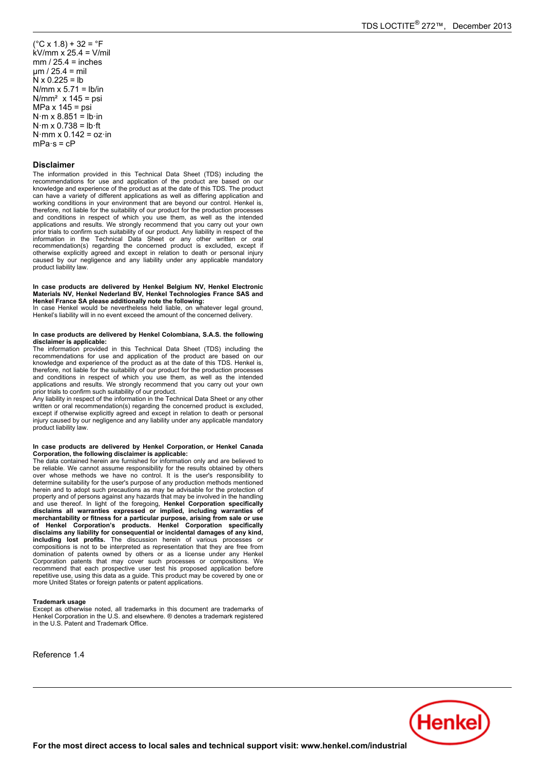(°C x 1.8) + 32 = °F
kV/mm x 25.4 = V/mil
mm / 25.4 = inches
µm / 25.4 = mil
N x 0.225 = lb
N/mm x 5.71 = lb/in
N/mm² x 145 = psi
MPa x 145 = psi
N·m x 8.851 = lb·in
N·m x 0.738 = lb·ft
N·mm x 0.142 = oz·in
mPa·s = cP

## Disclaimer

The information provided in this Technical Data Sheet (TDS) including the recommendations for use and application of the product are based on our knowledge and experience of the product as at the date of this TDS. The product can have a variety of different applications as well as differing application and working conditions in your environment that are beyond our control. Henkel is, therefore, not liable for the suitability of our product for the production processes and conditions in respect of which you use them, as well as the intended applications and results. We strongly recommend that you carry out your own prior trials to confirm such suitability of our product. Any liability in respect of the information in the Technical Data Sheet or any other written or oral recommendation(s) regarding the concerned product is excluded, except if otherwise explicitly agreed and except in relation to death or personal injury caused by our negligence and any liability under any applicable mandatory product liability law.

**In case products are delivered by Henkel Belgium NV, Henkel Electronic Materials NV, Henkel Nederland BV, Henkel Technologies France SAS and Henkel France SA please additionally note the following:**
In case Henkel would be nevertheless held liable, on whatever legal ground, Henkel's liability will in no event exceed the amount of the concerned delivery.

**In case products are delivered by Henkel Colombiana, S.A.S. the following disclaimer is applicable:**
The information provided in this Technical Data Sheet (TDS) including the recommendations for use and application of the product are based on our knowledge and experience of the product as at the date of this TDS. Henkel is, therefore, not liable for the suitability of our product for the production processes and conditions in respect of which you use them, as well as the intended applications and results. We strongly recommend that you carry out your own prior trials to confirm such suitability of our product.
Any liability in respect of the information in the Technical Data Sheet or any other written or oral recommendation(s) regarding the concerned product is excluded, except if otherwise explicitly agreed and except in relation to death or personal injury caused by our negligence and any liability under any applicable mandatory product liability law.

**In case products are delivered by Henkel Corporation, or Henkel Canada Corporation, the following disclaimer is applicable:**
The data contained herein are furnished for information only and are believed to be reliable. We cannot assume responsibility for the results obtained by others over whose methods we have no control. It is the user's responsibility to determine suitability for the user's purpose of any production methods mentioned herein and to adopt such precautions as may be advisable for the protection of property and of persons against any hazards that may be involved in the handling and use thereof. In light of the foregoing, **Henkel Corporation specifically disclaims all warranties expressed or implied, including warranties of merchantability or fitness for a particular purpose, arising from sale or use of Henkel Corporation's products. Henkel Corporation specifically disclaims any liability for consequential or incidental damages of any kind, including lost profits.** The discussion herein of various processes or compositions is not to be interpreted as representation that they are free from domination of patents owned by others or as a license under any Henkel Corporation patents that may cover such processes or compositions. We recommend that each prospective user test his proposed application before repetitive use, using this data as a guide. This product may be covered by one or more United States or foreign patents or patent applications.

**Trademark usage**
Except as otherwise noted, all trademarks in this document are trademarks of Henkel Corporation in the U.S. and elsewhere. ® denotes a trademark registered in the U.S. Patent and Trademark Office.

Reference 1.4

**For the most direct access to local sales and technical support visit: www.henkel.com/industrial**